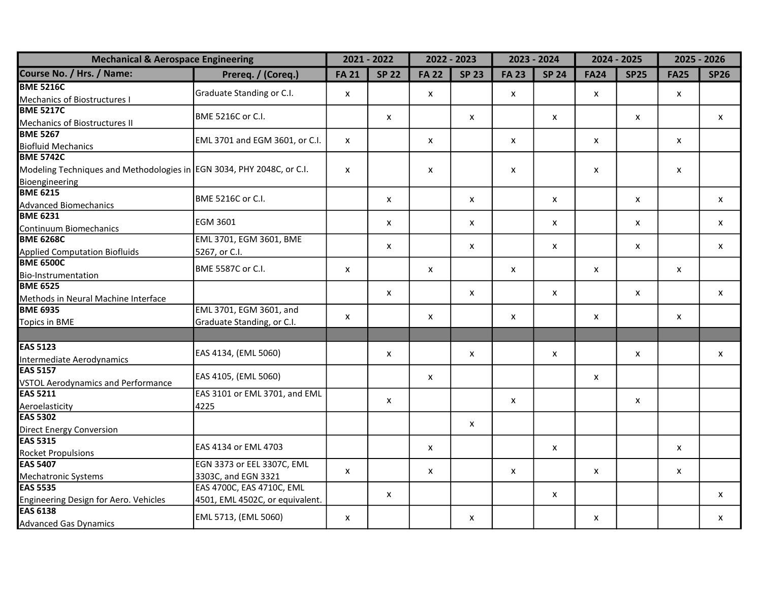| Mechanical & Aerospace Engineering | | 2021 - 2022 | | 2022 - 2023 | | 2023 - 2024 | | 2024 - 2025 | | 2025 - 2026 | |
|---|---|---|---|---|---|---|---|---|---|---|---|
| **Course No. / Hrs. / Name:** | **Prereq. / (Coreq.)** | **FA 21** | **SP 22** | **FA 22** | **SP 23** | **FA 23** | **SP 24** | **FA24** | **SP25** | **FA25** | **SP26** |
| **BME 5216C** Mechanics of Biostructures I | Graduate Standing or C.I. | x | | x | | x | | x | | x | |
| **BME 5217C** Mechanics of Biostructures II | BME 5216C or C.I. | | x | | x | | x | | x | | x |
| **BME 5267** Biofluid Mechanics | EML 3701 and EGM 3601, or C.I. | x | | x | | x | | x | | x | |
| **BME 5742C** Modeling Techniques and Methodologies in Bioengineering | EGN 3034, PHY 2048C, or C.I. | x | | x | | x | | x | | x | |
| **BME 6215** Advanced Biomechanics | BME 5216C or C.I. | | x | | x | | x | | x | | x |
| **BME 6231** Continuum Biomechanics | EGM 3601 | | x | | x | | x | | x | | x |
| **BME 6268C** Applied Computation Biofluids | EML 3701, EGM 3601, BME 5267, or C.I. | | x | | x | | x | | x | | x |
| **BME 6500C** Bio-Instrumentation | BME 5587C or C.I. | x | | x | | x | | x | | x | |
| **BME 6525** Methods in Neural Machine Interface | | | x | | x | | x | | x | | x |
| **BME 6935** Topics in BME | EML 3701, EGM 3601, and Graduate Standing, or C.I. | x | | x | | x | | x | | x | |
| | | | | | | | | | | | |
| **EAS 5123** Intermediate Aerodynamics | EAS 4134, (EML 5060) | | x | | x | | x | | x | | x |
| **EAS 5157** VSTOL Aerodynamics and Performance | EAS 4105, (EML 5060) | | | x | | | | x | | | |
| **EAS 5211** Aeroelasticity | EAS 3101 or EML 3701, and EML 4225 | | x | | | x | | | x | | |
| **EAS 5302** Direct Energy Conversion | | | | | x | | | | | | |
| **EAS 5315** Rocket Propulsions | EAS 4134 or EML 4703 | | | x | | | x | | | x | |
| **EAS 5407** Mechatronic Systems | EGN 3373 or EEL 3307C, EML 3303C, and EGN 3321 | x | | x | | x | | x | | x | |
| **EAS 5535** Engineering Design for Aero. Vehicles | EAS 4700C, EAS 4710C, EML 4501, EML 4502C, or equivalent. | | x | | | | x | | | | x |
| **EAS 6138** Advanced Gas Dynamics | EML 5713, (EML 5060) | x | | | x | | | x | | | x |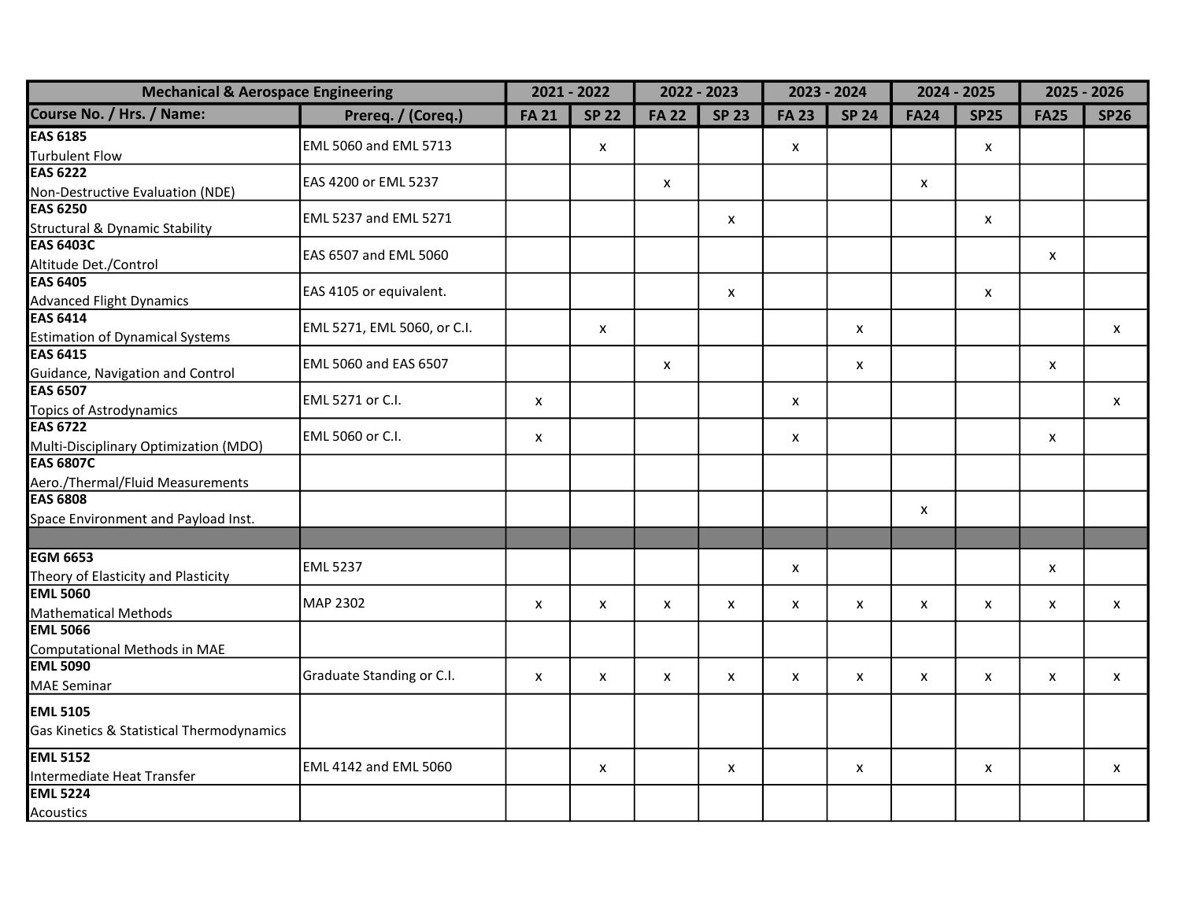| Mechanical & Aerospace Engineering | | 2021 - 2022 | | 2022 - 2023 | | 2023 - 2024 | | 2024 - 2025 | | 2025 - 2026 | |
|---|---|---|---|---|---|---|---|---|---|---|---|
| **Course No. / Hrs. / Name:** | **Prereq. / (Coreq.)** | **FA 21** | **SP 22** | **FA 22** | **SP 23** | **FA 23** | **SP 24** | **FA24** | **SP25** | **FA25** | **SP26** |
| **EAS 6185** Turbulent Flow | EML 5060 and EML 5713 | | x | | | x | | | x | | |
| **EAS 6222** Non-Destructive Evaluation (NDE) | EAS 4200 or EML 5237 | | | x | | | | x | | | |
| **EAS 6250** Structural & Dynamic Stability | EML 5237 and EML 5271 | | | | x | | | | x | | |
| **EAS 6403C** Altitude Det./Control | EAS 6507 and EML 5060 | | | | | | | | | x | |
| **EAS 6405** Advanced Flight Dynamics | EAS 4105 or equivalent. | | | | x | | | | x | | |
| **EAS 6414** Estimation of Dynamical Systems | EML 5271, EML 5060, or C.I. | | x | | | | x | | | | x |
| **EAS 6415** Guidance, Navigation and Control | EML 5060 and EAS 6507 | | | x | | | x | | | x | |
| **EAS 6507** Topics of Astrodynamics | EML 5271 or C.I. | x | | | | x | | | | | x |
| **EAS 6722** Multi-Disciplinary Optimization (MDO) | EML 5060 or C.I. | x | | | | x | | | | x | |
| **EAS 6807C** Aero./Thermal/Fluid Measurements | | | | | | | | | | | |
| **EAS 6808** Space Environment and Payload Inst. | | | | | | | | x | | | |
| | | | | | | | | | | | |
| **EGM 6653** Theory of Elasticity and Plasticity | EML 5237 | | | | | x | | | | x | |
| **EML 5060** Mathematical Methods | MAP 2302 | x | x | x | x | x | x | x | x | x | x |
| **EML 5066** Computational Methods in MAE | | | | | | | | | | | |
| **EML 5090** MAE Seminar | Graduate Standing or C.I. | x | x | x | x | x | x | x | x | x | x |
| **EML 5105** Gas Kinetics & Statistical Thermodynamics | | | | | | | | | | | |
| **EML 5152** Intermediate Heat Transfer | EML 4142 and EML 5060 | | x | | x | | x | | x | | x |
| **EML 5224** Acoustics | | | | | | | | | | | |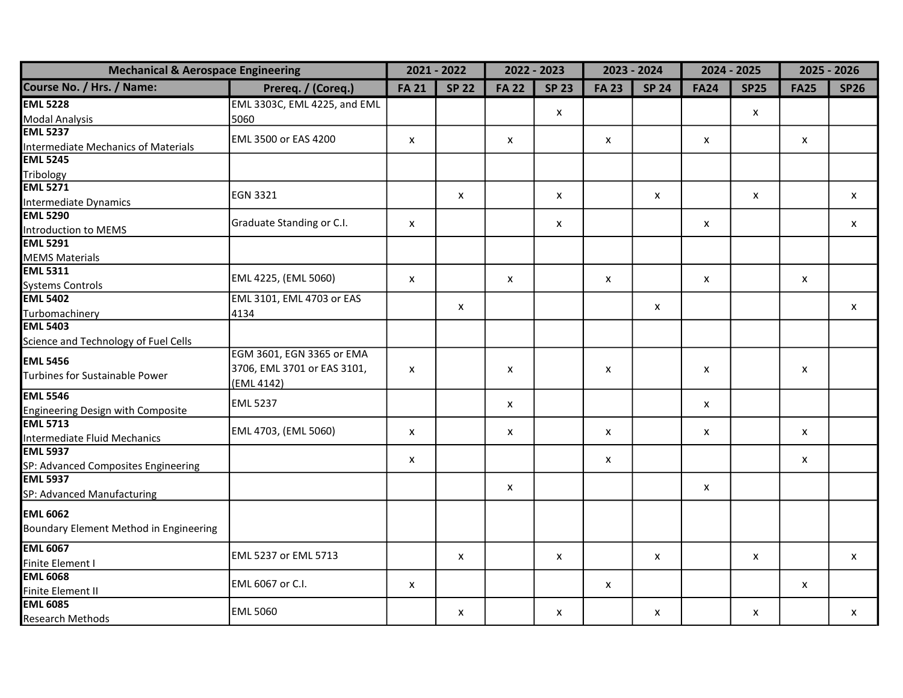| Mechanical & Aerospace Engineering | | 2021 - 2022 | | 2022 - 2023 | | 2023 - 2024 | | 2024 - 2025 | | 2025 - 2026 | |
|---|---|---|---|---|---|---|---|---|---|---|---|
| **Course No. / Hrs. / Name:** | **Prereq. / (Coreq.)** | **FA 21** | **SP 22** | **FA 22** | **SP 23** | **FA 23** | **SP 24** | **FA24** | **SP25** | **FA25** | **SP26** |
| **EML 5228** Modal Analysis | EML 3303C, EML 4225, and EML 5060 | | | | x | | | | x | | |
| **EML 5237** Intermediate Mechanics of Materials | EML 3500 or EAS 4200 | x | | x | | x | | x | | x | |
| **EML 5245** Tribology | | | | | | | | | | | |
| **EML 5271** Intermediate Dynamics | EGN 3321 | | x | | x | | x | | x | | x |
| **EML 5290** Introduction to MEMS | Graduate Standing or C.I. | x | | | x | | | x | | | x |
| **EML 5291** MEMS Materials | | | | | | | | | | | |
| **EML 5311** Systems Controls | EML 4225, (EML 5060) | x | | x | | x | | x | | x | |
| **EML 5402** Turbomachinery | EML 3101, EML 4703 or EAS 4134 | | x | | | | x | | | | x |
| **EML 5403** Science and Technology of Fuel Cells | | | | | | | | | | | |
| **EML 5456** Turbines for Sustainable Power | EGM 3601, EGN 3365 or EMA 3706, EML 3701 or EAS 3101, (EML 4142) | x | | x | | x | | x | | x | |
| **EML 5546** Engineering Design with Composite | EML 5237 | | | x | | | | x | | | |
| **EML 5713** Intermediate Fluid Mechanics | EML 4703, (EML 5060) | x | | x | | x | | x | | x | |
| **EML 5937** SP: Advanced Composites Engineering | | x | | | | x | | | | x | |
| **EML 5937** SP: Advanced Manufacturing | | | | x | | | | x | | | |
| **EML 6062** Boundary Element Method in Engineering | | | | | | | | | | | |
| **EML 6067** Finite Element I | EML 5237 or EML 5713 | | x | | x | | x | | x | | x |
| **EML 6068** Finite Element II | EML 6067 or C.I. | x | | | | x | | | | x | |
| **EML 6085** Research Methods | EML 5060 | | x | | x | | x | | x | | x |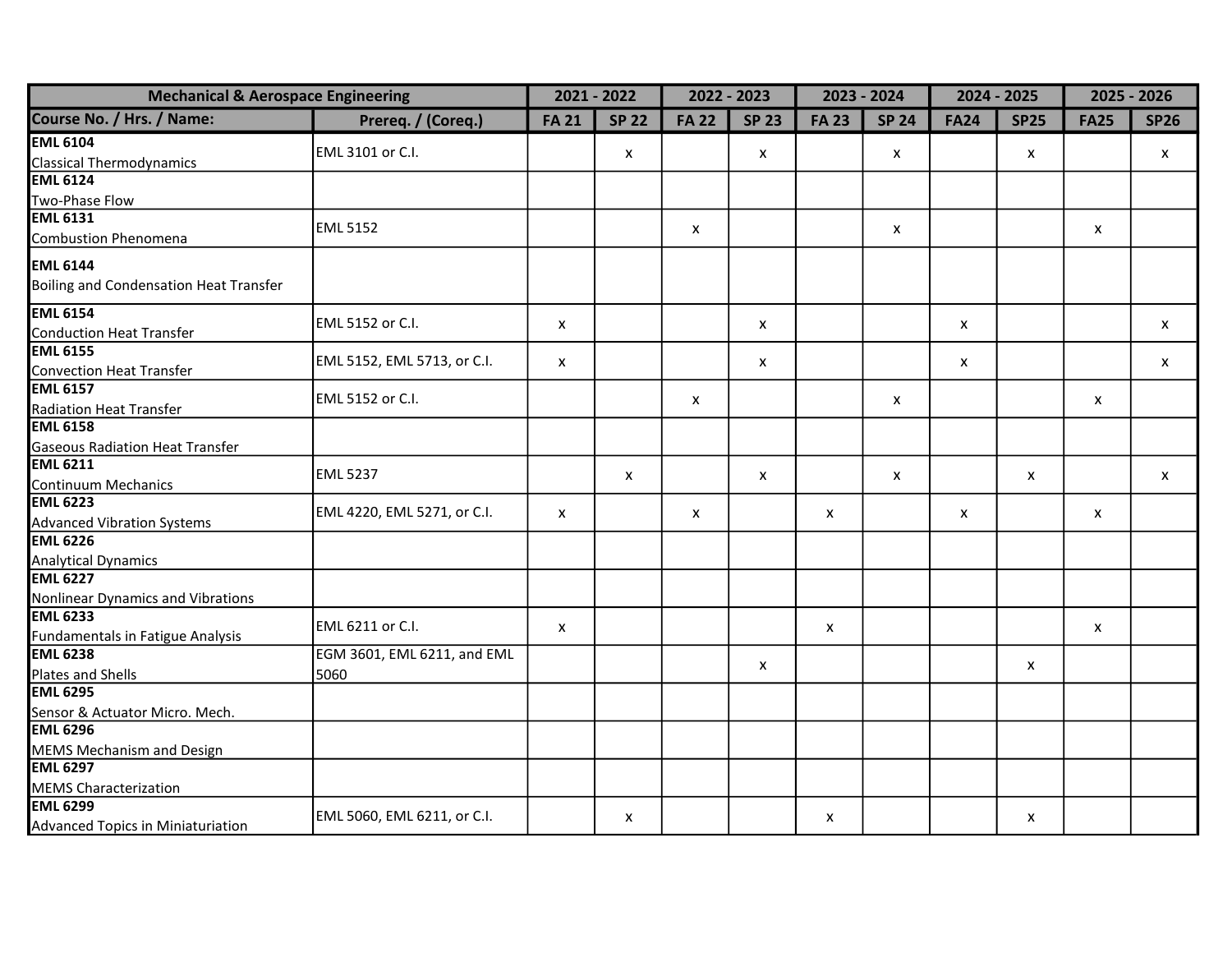| Mechanical & Aerospace Engineering | | 2021 - 2022 | | 2022 - 2023 | | 2023 - 2024 | | 2024 - 2025 | | 2025 - 2026 | |
|---|---|---|---|---|---|---|---|---|---|---|---|
| **Course No. / Hrs. / Name:** | **Prereq. / (Coreq.)** | **FA 21** | **SP 22** | **FA 22** | **SP 23** | **FA 23** | **SP 24** | **FA24** | **SP25** | **FA25** | **SP26** |
| **EML 6104** Classical Thermodynamics | EML 3101 or C.I. | | x | | x | | x | | x | | x |
| **EML 6124** Two-Phase Flow | | | | | | | | | | | |
| **EML 6131** Combustion Phenomena | EML 5152 | | | x | | | x | | | x | |
| **EML 6144** Boiling and Condensation Heat Transfer | | | | | | | | | | | |
| **EML 6154** Conduction Heat Transfer | EML 5152 or C.I. | x | | | x | | | x | | | x |
| **EML 6155** Convection Heat Transfer | EML 5152, EML 5713, or C.I. | x | | | x | | | x | | | x |
| **EML 6157** Radiation Heat Transfer | EML 5152 or C.I. | | | x | | | x | | | x | |
| **EML 6158** Gaseous Radiation Heat Transfer | | | | | | | | | | | |
| **EML 6211** Continuum Mechanics | EML 5237 | | x | | x | | x | | x | | x |
| **EML 6223** Advanced Vibration Systems | EML 4220, EML 5271, or C.I. | x | | x | | x | | x | | x | |
| **EML 6226** Analytical Dynamics | | | | | | | | | | | |
| **EML 6227** Nonlinear Dynamics and Vibrations | | | | | | | | | | | |
| **EML 6233** Fundamentals in Fatigue Analysis | EML 6211 or C.I. | x | | | | x | | | | x | |
| **EML 6238** Plates and Shells | EGM 3601, EML 6211, and EML 5060 | | | | x | | | | x | | |
| **EML 6295** Sensor & Actuator Micro. Mech. | | | | | | | | | | | |
| **EML 6296** MEMS Mechanism and Design | | | | | | | | | | | |
| **EML 6297** MEMS Characterization | | | | | | | | | | | |
| **EML 6299** Advanced Topics in Miniaturiation | EML 5060, EML 6211, or C.I. | | x | | | x | | | x | | |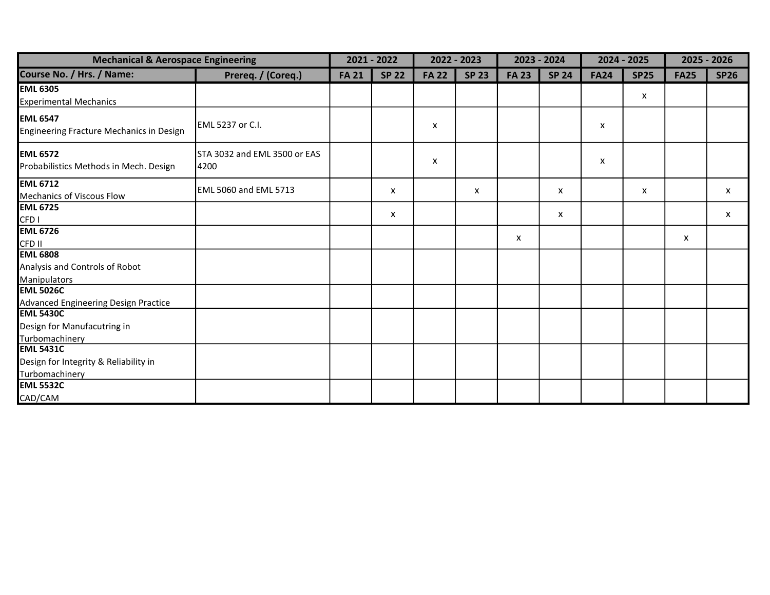| Mechanical & Aerospace Engineering | | 2021 - 2022 | | 2022 - 2023 | | 2023 - 2024 | | 2024 - 2025 | | 2025 - 2026 | |
|---|---|---|---|---|---|---|---|---|---|---|---|
| **Course No. / Hrs. / Name:** | **Prereq. / (Coreq.)** | **FA 21** | **SP 22** | **FA 22** | **SP 23** | **FA 23** | **SP 24** | **FA24** | **SP25** | **FA25** | **SP26** |
| **EML 6305** Experimental Mechanics | | | | | | | | | x | | |
| **EML 6547** Engineering Fracture Mechanics in Design | EML 5237 or C.I. | | | x | | | | x | | | |
| **EML 6572** Probabilistics Methods in Mech. Design | STA 3032 and EML 3500 or EAS 4200 | | | x | | | | x | | | |
| **EML 6712** Mechanics of Viscous Flow | EML 5060 and EML 5713 | | x | | x | | x | | x | | x |
| **EML 6725** CFD I | | | x | | | | x | | | | x |
| **EML 6726** CFD II | | | | | | x | | | | x | |
| **EML 6808** Analysis and Controls of Robot Manipulators | | | | | | | | | | | |
| **EML 5026C** Advanced Engineering Design Practice | | | | | | | | | | | |
| **EML 5430C** Design for Manufacutring in Turbomachinery | | | | | | | | | | | |
| **EML 5431C** Design for Integrity & Reliability in Turbomachinery | | | | | | | | | | | |
| **EML 5532C** CAD/CAM | | | | | | | | | | | |